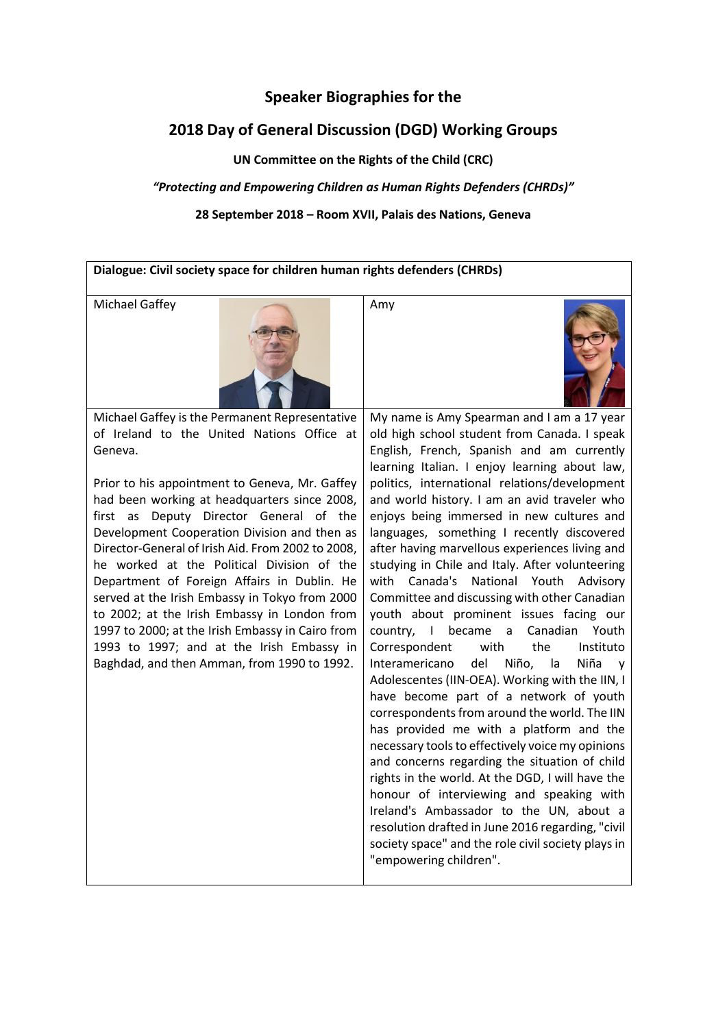# Speaker Biographies for the

## 2018 Day of General Discussion (DGD) Working Groups

**UN Committee on the Rights of the Child (CRC)**

***"Protecting and Empowering Children as Human Rights Defenders (CHRDs)"***

**28 September 2018 – Room XVII, Palais des Nations, Geneva**

| **Dialogue: Civil society space for children human rights defenders (CHRDs)** | |
|---|---|
| Michael Gaffey | Amy |
| Michael Gaffey is the Permanent Representative of Ireland to the United Nations Office at Geneva.<br><br>Prior to his appointment to Geneva, Mr. Gaffey had been working at headquarters since 2008, first as Deputy Director General of the Development Cooperation Division and then as Director-General of Irish Aid. From 2002 to 2008, he worked at the Political Division of the Department of Foreign Affairs in Dublin. He served at the Irish Embassy in Tokyo from 2000 to 2002; at the Irish Embassy in London from 1997 to 2000; at the Irish Embassy in Cairo from 1993 to 1997; and at the Irish Embassy in Baghdad, and then Amman, from 1990 to 1992. | My name is Amy Spearman and I am a 17 year old high school student from Canada. I speak English, French, Spanish and am currently learning Italian. I enjoy learning about law, politics, international relations/development and world history. I am an avid traveler who enjoys being immersed in new cultures and languages, something I recently discovered after having marvellous experiences living and studying in Chile and Italy. After volunteering with Canada's National Youth Advisory Committee and discussing with other Canadian youth about prominent issues facing our country, I became a Canadian Youth Correspondent with the Instituto Interamericano del Niño, la Niña y Adolescentes (IIN-OEA). Working with the IIN, I have become part of a network of youth correspondents from around the world. The IIN has provided me with a platform and the necessary tools to effectively voice my opinions and concerns regarding the situation of child rights in the world. At the DGD, I will have the honour of interviewing and speaking with Ireland's Ambassador to the UN, about a resolution drafted in June 2016 regarding, "civil society space" and the role civil society plays in "empowering children". |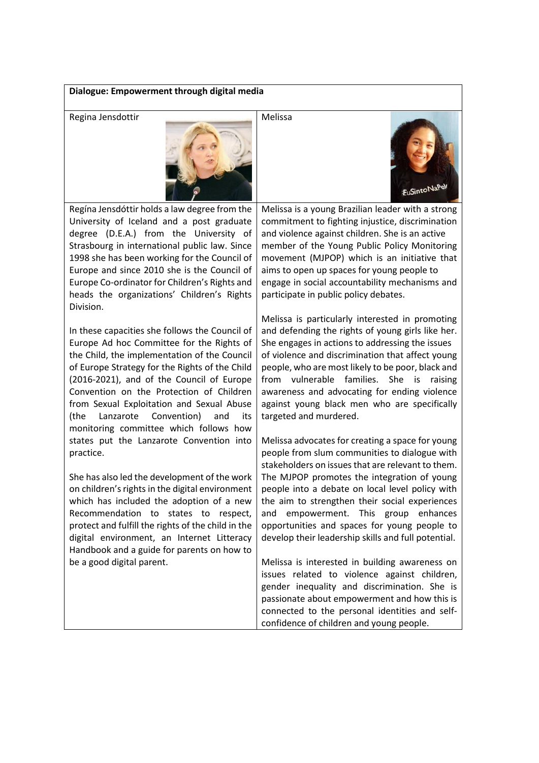**Dialogue: Empowerment through digital media**

| Regina Jensdottir | Melissa |
| --- | --- |
| Regína Jensdóttir holds a law degree from the University of Iceland and a post graduate degree (D.E.A.) from the University of Strasbourg in international public law. Since 1998 she has been working for the Council of Europe and since 2010 she is the Council of Europe Co-ordinator for Children's Rights and heads the organizations' Children's Rights Division.<br><br>In these capacities she follows the Council of Europe Ad hoc Committee for the Rights of the Child, the implementation of the Council of Europe Strategy for the Rights of the Child (2016-2021), and of the Council of Europe Convention on the Protection of Children from Sexual Exploitation and Sexual Abuse (the Lanzarote Convention) and its monitoring committee which follows how states put the Lanzarote Convention into practice.<br><br>She has also led the development of the work on children's rights in the digital environment which has included the adoption of a new Recommendation to states to respect, protect and fulfill the rights of the child in the digital environment, an Internet Litteracy Handbook and a guide for parents on how to be a good digital parent. | Melissa is a young Brazilian leader with a strong commitment to fighting injustice, discrimination and violence against children. She is an active member of the Young Public Policy Monitoring movement (MJPOP) which is an initiative that aims to open up spaces for young people to engage in social accountability mechanisms and participate in public policy debates.<br><br>Melissa is particularly interested in promoting and defending the rights of young girls like her. She engages in actions to addressing the issues of violence and discrimination that affect young people, who are most likely to be poor, black and from vulnerable families. She is raising awareness and advocating for ending violence against young black men who are specifically targeted and murdered.<br><br>Melissa advocates for creating a space for young people from slum communities to dialogue with stakeholders on issues that are relevant to them. The MJPOP promotes the integration of young people into a debate on local level policy with the aim to strengthen their social experiences and empowerment. This group enhances opportunities and spaces for young people to develop their leadership skills and full potential.<br><br>Melissa is interested in building awareness on issues related to violence against children, gender inequality and discrimination. She is passionate about empowerment and how this is connected to the personal identities and self-confidence of children and young people. |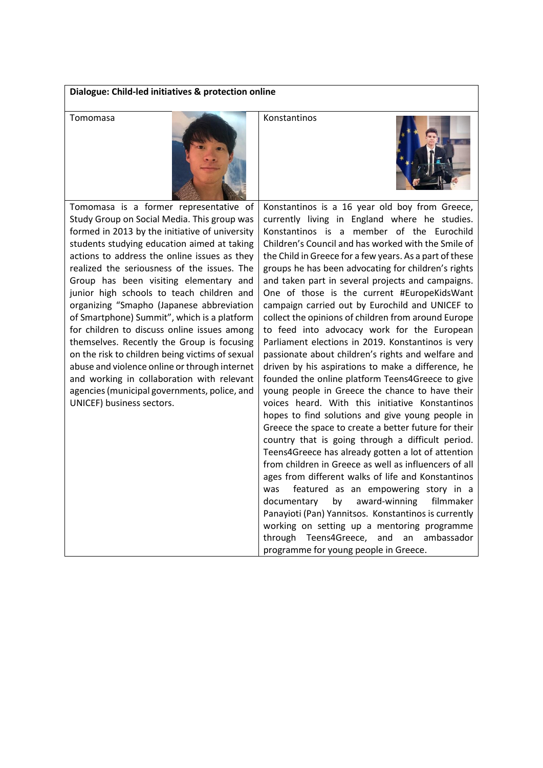**Dialogue: Child-led initiatives & protection online**

| Tomomasa | Konstantinos |
| --- | --- |
| Tomomasa is a former representative of Study Group on Social Media. This group was formed in 2013 by the initiative of university students studying education aimed at taking actions to address the online issues as they realized the seriousness of the issues. The Group has been visiting elementary and junior high schools to teach children and organizing "Smapho (Japanese abbreviation of Smartphone) Summit", which is a platform for children to discuss online issues among themselves. Recently the Group is focusing on the risk to children being victims of sexual abuse and violence online or through internet and working in collaboration with relevant agencies (municipal governments, police, and UNICEF) business sectors. | Konstantinos is a 16 year old boy from Greece, currently living in England where he studies. Konstantinos is a member of the Eurochild Children's Council and has worked with the Smile of the Child in Greece for a few years. As a part of these groups he has been advocating for children's rights and taken part in several projects and campaigns. One of those is the current #EuropeKidsWant campaign carried out by Eurochild and UNICEF to collect the opinions of children from around Europe to feed into advocacy work for the European Parliament elections in 2019. Konstantinos is very passionate about children's rights and welfare and driven by his aspirations to make a difference, he founded the online platform Teens4Greece to give young people in Greece the chance to have their voices heard. With this initiative Konstantinos hopes to find solutions and give young people in Greece the space to create a better future for their country that is going through a difficult period. Teens4Greece has already gotten a lot of attention from children in Greece as well as influencers of all ages from different walks of life and Konstantinos was featured as an empowering story in a documentary by award-winning filmmaker Panayioti (Pan) Yannitsos. Konstantinos is currently working on setting up a mentoring programme through Teens4Greece, and an ambassador programme for young people in Greece. |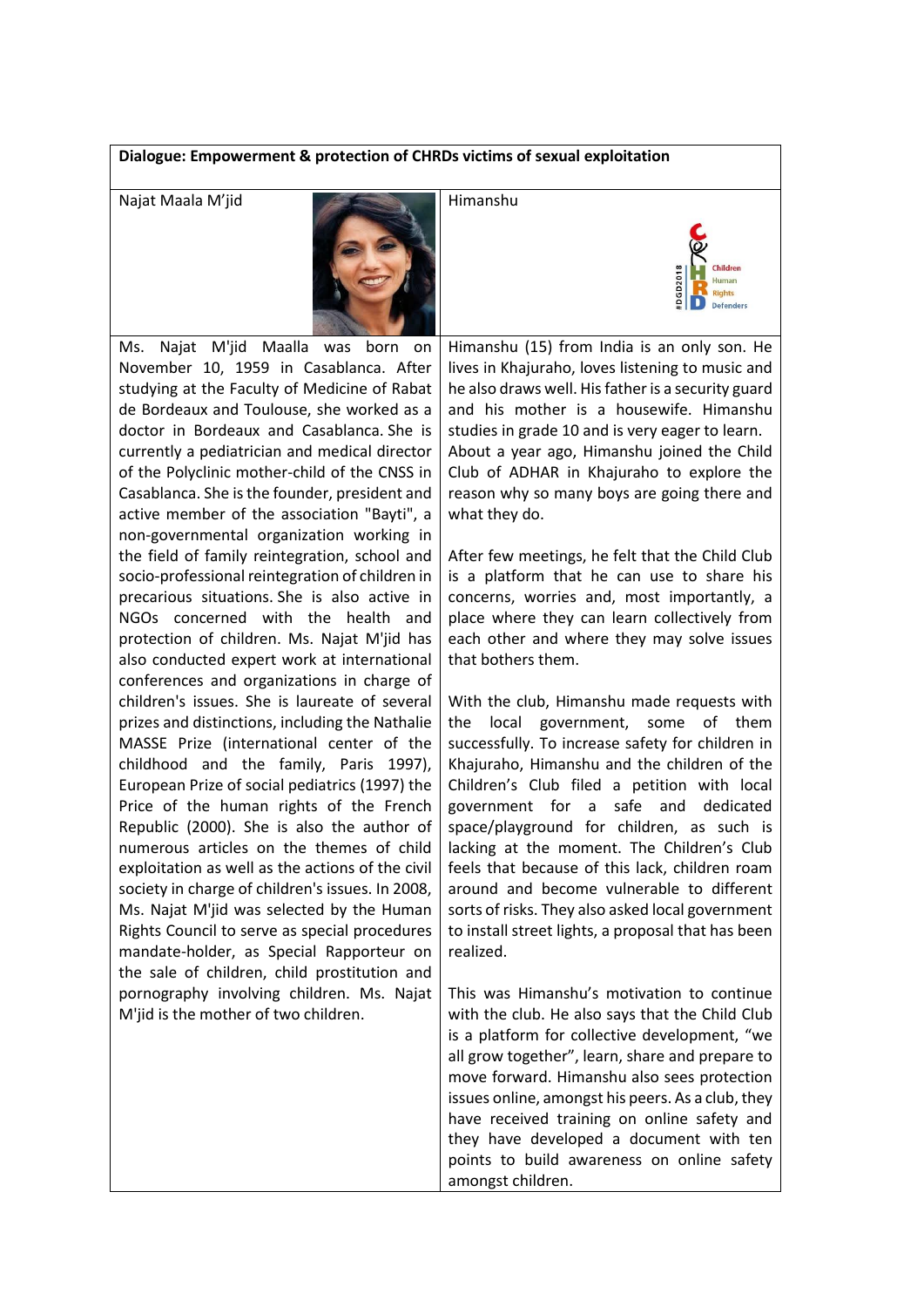**Dialogue: Empowerment & protection of CHRDs victims of sexual exploitation**

| Najat Maala M'jid | Himanshu |
| --- | --- |
| Ms. Najat M'jid Maalla was born on November 10, 1959 in Casablanca. After studying at the Faculty of Medicine of Rabat de Bordeaux and Toulouse, she worked as a doctor in Bordeaux and Casablanca. She is currently a pediatrician and medical director of the Polyclinic mother-child of the CNSS in Casablanca. She is the founder, president and active member of the association "Bayti", a non-governmental organization working in the field of family reintegration, school and socio-professional reintegration of children in precarious situations. She is also active in NGOs concerned with the health and protection of children. Ms. Najat M'jid has also conducted expert work at international conferences and organizations in charge of children's issues. She is laureate of several prizes and distinctions, including the Nathalie MASSE Prize (international center of the childhood and the family, Paris 1997), European Prize of social pediatrics (1997) the Price of the human rights of the French Republic (2000). She is also the author of numerous articles on the themes of child exploitation as well as the actions of the civil society in charge of children's issues. In 2008, Ms. Najat M'jid was selected by the Human Rights Council to serve as special procedures mandate-holder, as Special Rapporteur on the sale of children, child prostitution and pornography involving children. Ms. Najat M'jid is the mother of two children. | Himanshu (15) from India is an only son. He lives in Khajuraho, loves listening to music and he also draws well. His father is a security guard and his mother is a housewife. Himanshu studies in grade 10 and is very eager to learn. About a year ago, Himanshu joined the Child Club of ADHAR in Khajuraho to explore the reason why so many boys are going there and what they do.<br><br>After few meetings, he felt that the Child Club is a platform that he can use to share his concerns, worries and, most importantly, a place where they can learn collectively from each other and where they may solve issues that bothers them.<br><br>With the club, Himanshu made requests with the local government, some of them successfully. To increase safety for children in Khajuraho, Himanshu and the children of the Children's Club filed a petition with local government for a safe and dedicated space/playground for children, as such is lacking at the moment. The Children's Club feels that because of this lack, children roam around and become vulnerable to different sorts of risks. They also asked local government to install street lights, a proposal that has been realized.<br><br>This was Himanshu's motivation to continue with the club. He also says that the Child Club is a platform for collective development, "we all grow together", learn, share and prepare to move forward. Himanshu also sees protection issues online, amongst his peers. As a club, they have received training on online safety and they have developed a document with ten points to build awareness on online safety amongst children. |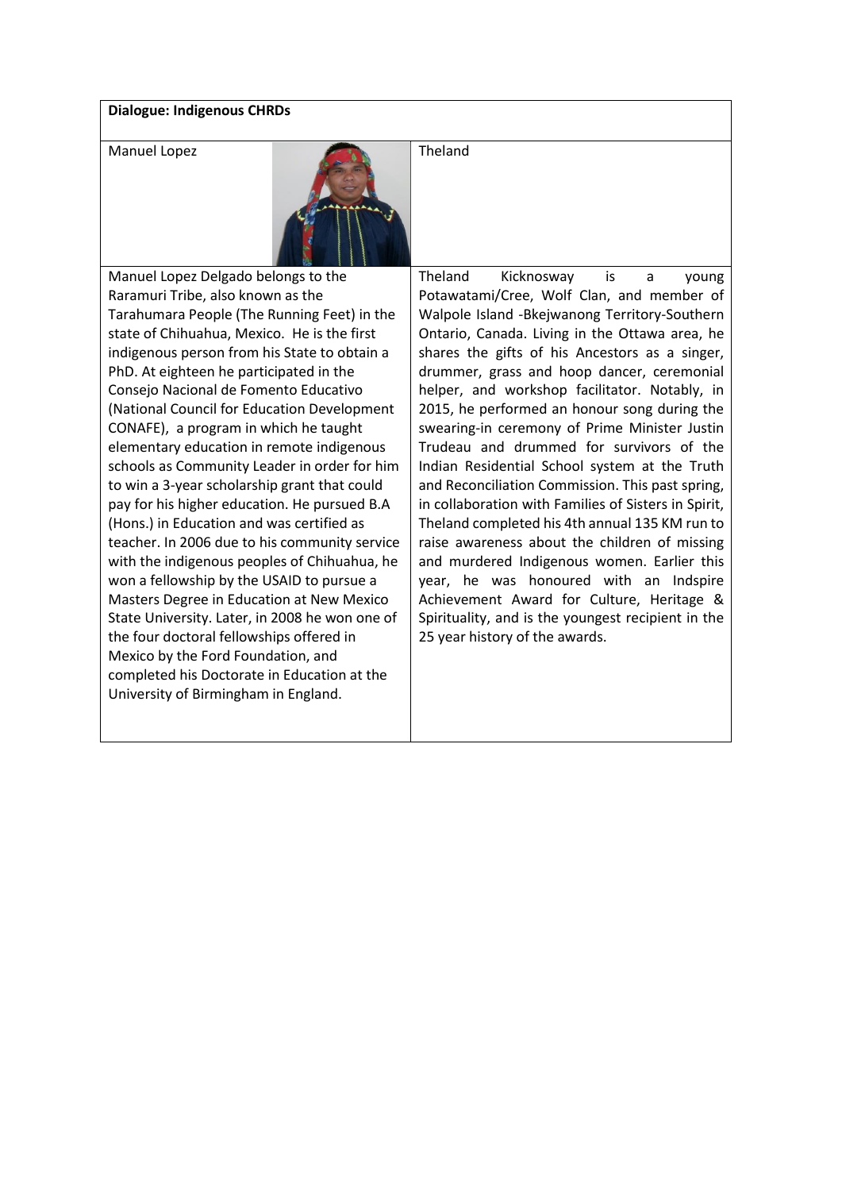| **Dialogue: Indigenous CHRDs** | |
|---|---|
| Manuel Lopez | Theland |
| Manuel Lopez Delgado belongs to the Raramuri Tribe, also known as the Tarahumara People (The Running Feet) in the state of Chihuahua, Mexico. He is the first indigenous person from his State to obtain a PhD. At eighteen he participated in the Consejo Nacional de Fomento Educativo (National Council for Education Development CONAFE), a program in which he taught elementary education in remote indigenous schools as Community Leader in order for him to win a 3-year scholarship grant that could pay for his higher education. He pursued B.A (Hons.) in Education and was certified as teacher. In 2006 due to his community service with the indigenous peoples of Chihuahua, he won a fellowship by the USAID to pursue a Masters Degree in Education at New Mexico State University. Later, in 2008 he won one of the four doctoral fellowships offered in Mexico by the Ford Foundation, and completed his Doctorate in Education at the University of Birmingham in England. | Theland Kicknosway is a young Potawatami/Cree, Wolf Clan, and member of Walpole Island -Bkejwanong Territory-Southern Ontario, Canada. Living in the Ottawa area, he shares the gifts of his Ancestors as a singer, drummer, grass and hoop dancer, ceremonial helper, and workshop facilitator. Notably, in 2015, he performed an honour song during the swearing-in ceremony of Prime Minister Justin Trudeau and drummed for survivors of the Indian Residential School system at the Truth and Reconciliation Commission. This past spring, in collaboration with Families of Sisters in Spirit, Theland completed his 4th annual 135 KM run to raise awareness about the children of missing and murdered Indigenous women. Earlier this year, he was honoured with an Indspire Achievement Award for Culture, Heritage & Spirituality, and is the youngest recipient in the 25 year history of the awards. |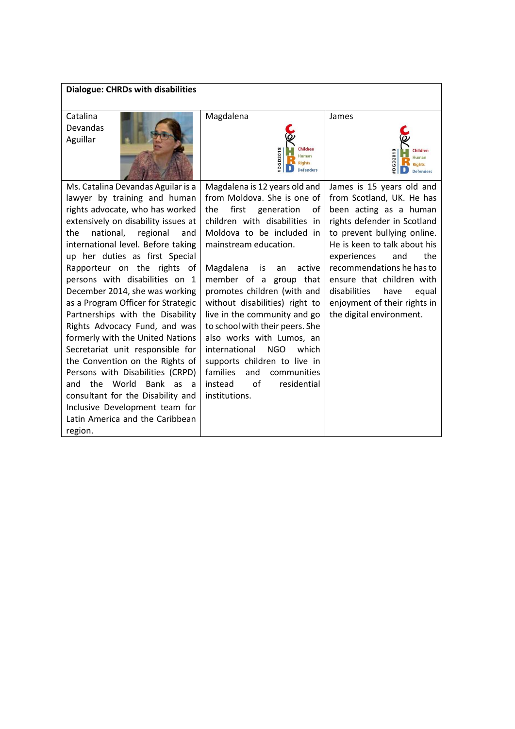| Dialogue: CHRDs with disabilities | | |
|---|---|---|
| Catalina Devandas Aguillar | Magdalena | James |
| Ms. Catalina Devandas Aguilar is a lawyer by training and human rights advocate, who has worked extensively on disability issues at the national, regional and international level. Before taking up her duties as first Special Rapporteur on the rights of persons with disabilities on 1 December 2014, she was working as a Program Officer for Strategic Partnerships with the Disability Rights Advocacy Fund, and was formerly with the United Nations Secretariat unit responsible for the Convention on the Rights of Persons with Disabilities (CRPD) and the World Bank as a consultant for the Disability and Inclusive Development team for Latin America and the Caribbean region. | Magdalena is 12 years old and from Moldova. She is one of the first generation of children with disabilities in Moldova to be included in mainstream education.<br><br>Magdalena is an active member of a group that promotes children (with and without disabilities) right to live in the community and go to school with their peers. She also works with Lumos, an international NGO which supports children to live in families and communities instead of residential institutions. | James is 15 years old and from Scotland, UK. He has been acting as a human rights defender in Scotland to prevent bullying online. He is keen to talk about his experiences and the recommendations he has to ensure that children with disabilities have equal enjoyment of their rights in the digital environment. |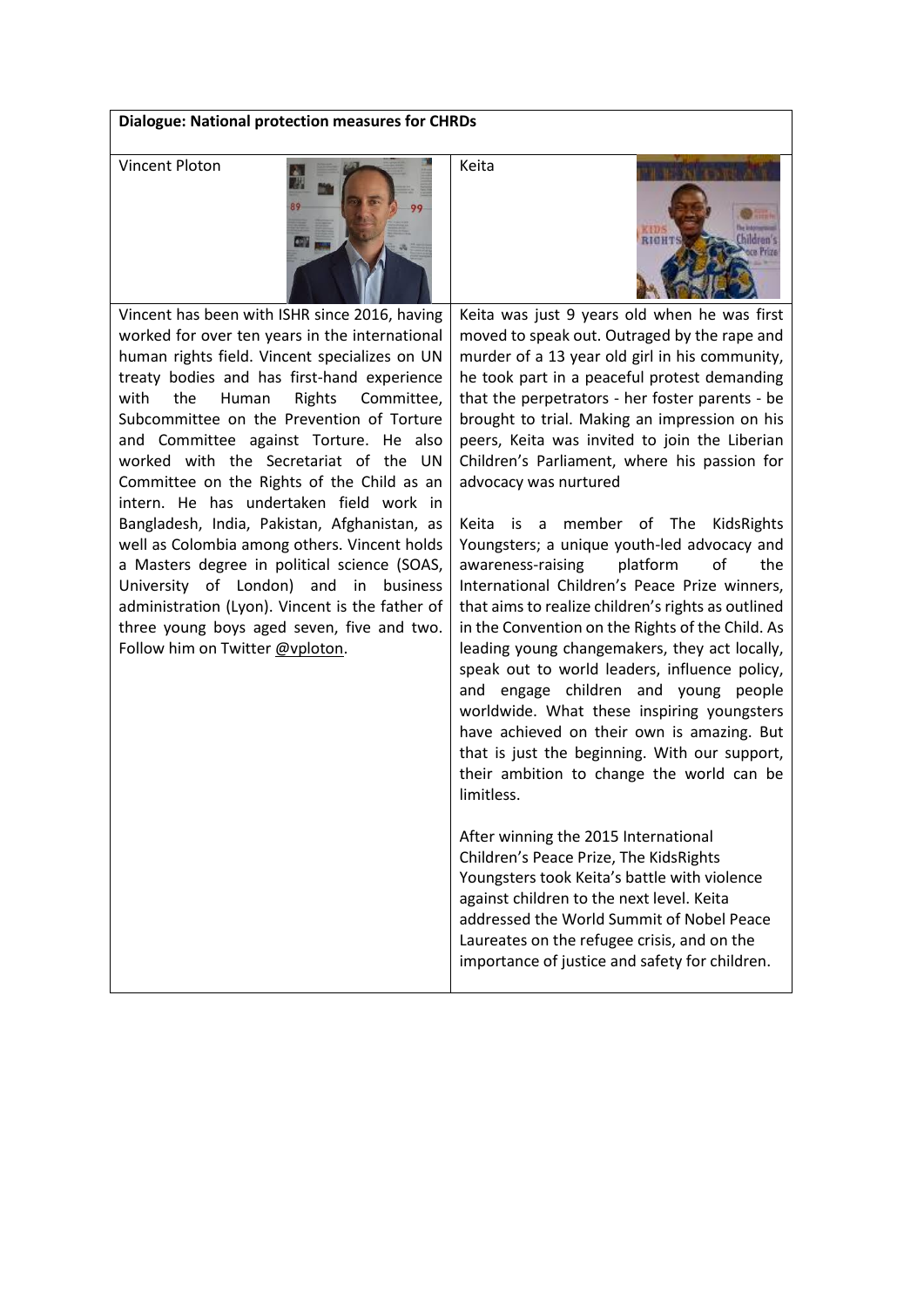**Dialogue: National protection measures for CHRDs**

| Vincent Ploton | Keita |
| --- | --- |
| Vincent has been with ISHR since 2016, having worked for over ten years in the international human rights field. Vincent specializes on UN treaty bodies and has first-hand experience with the Human Rights Committee, Subcommittee on the Prevention of Torture and Committee against Torture. He also worked with the Secretariat of the UN Committee on the Rights of the Child as an intern. He has undertaken field work in Bangladesh, India, Pakistan, Afghanistan, as well as Colombia among others. Vincent holds a Masters degree in political science (SOAS, University of London) and in business administration (Lyon). Vincent is the father of three young boys aged seven, five and two. Follow him on Twitter @vploton. | Keita was just 9 years old when he was first moved to speak out. Outraged by the rape and murder of a 13 year old girl in his community, he took part in a peaceful protest demanding that the perpetrators - her foster parents - be brought to trial. Making an impression on his peers, Keita was invited to join the Liberian Children's Parliament, where his passion for advocacy was nurtured<br><br>Keita is a member of The KidsRights Youngsters; a unique youth-led advocacy and awareness-raising platform of the International Children's Peace Prize winners, that aims to realize children's rights as outlined in the Convention on the Rights of the Child. As leading young changemakers, they act locally, speak out to world leaders, influence policy, and engage children and young people worldwide. What these inspiring youngsters have achieved on their own is amazing. But that is just the beginning. With our support, their ambition to change the world can be limitless.<br><br>After winning the 2015 International Children's Peace Prize, The KidsRights Youngsters took Keita's battle with violence against children to the next level. Keita addressed the World Summit of Nobel Peace Laureates on the refugee crisis, and on the importance of justice and safety for children. |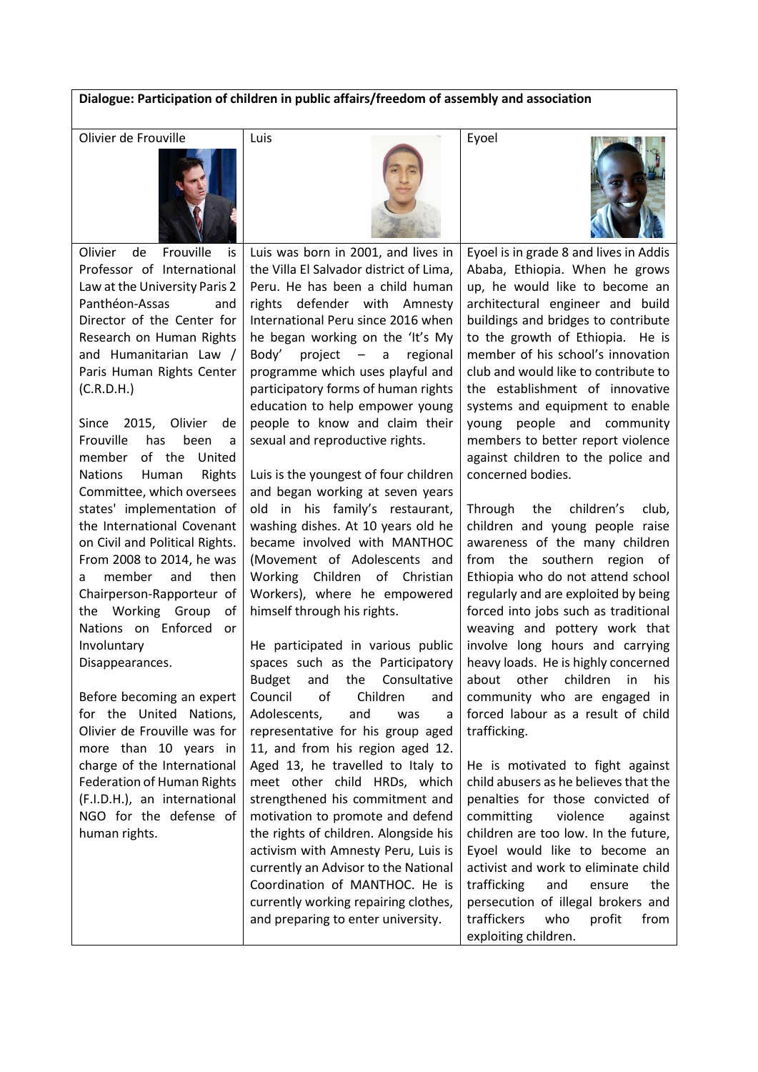| Dialogue: Participation of children in public affairs/freedom of assembly and association | | |
|---|---|---|
| Olivier de Frouville | Luis | Eyoel |
| Olivier de Frouville is Professor of International Law at the University Paris 2 Panthéon-Assas and Director of the Center for Research on Human Rights and Humanitarian Law / Paris Human Rights Center (C.R.D.H.)<br><br>Since 2015, Olivier de Frouville has been a member of the United Nations Human Rights Committee, which oversees states' implementation of the International Covenant on Civil and Political Rights. From 2008 to 2014, he was a member and then Chairperson-Rapporteur of the Working Group of Nations on Enforced or Involuntary Disappearances.<br><br>Before becoming an expert for the United Nations, Olivier de Frouville was for more than 10 years in charge of the International Federation of Human Rights (F.I.D.H.), an international NGO for the defense of human rights. | Luis was born in 2001, and lives in the Villa El Salvador district of Lima, Peru. He has been a child human rights defender with Amnesty International Peru since 2016 when he began working on the 'It's My Body' project – a regional programme which uses playful and participatory forms of human rights education to help empower young people to know and claim their sexual and reproductive rights.<br><br>Luis is the youngest of four children and began working at seven years old in his family's restaurant, washing dishes. At 10 years old he became involved with MANTHOC (Movement of Adolescents and Working Children of Christian Workers), where he empowered himself through his rights.<br><br>He participated in various public spaces such as the Participatory Budget and the Consultative Council of Children and Adolescents, and was a representative for his group aged 11, and from his region aged 12. Aged 13, he travelled to Italy to meet other child HRDs, which strengthened his commitment and motivation to promote and defend the rights of children. Alongside his activism with Amnesty Peru, Luis is currently an Advisor to the National Coordination of MANTHOC. He is currently working repairing clothes, and preparing to enter university. | Eyoel is in grade 8 and lives in Addis Ababa, Ethiopia. When he grows up, he would like to become an architectural engineer and build buildings and bridges to contribute to the growth of Ethiopia. He is member of his school's innovation club and would like to contribute to the establishment of innovative systems and equipment to enable young people and community members to better report violence against children to the police and concerned bodies.<br><br>Through the children's club, children and young people raise awareness of the many children from the southern region of Ethiopia who do not attend school regularly and are exploited by being forced into jobs such as traditional weaving and pottery work that involve long hours and carrying heavy loads. He is highly concerned about other children in his community who are engaged in forced labour as a result of child trafficking.<br><br>He is motivated to fight against child abusers as he believes that the penalties for those convicted of committing violence against children are too low. In the future, Eyoel would like to become an activist and work to eliminate child trafficking and ensure the persecution of illegal brokers and traffickers who profit from exploiting children. |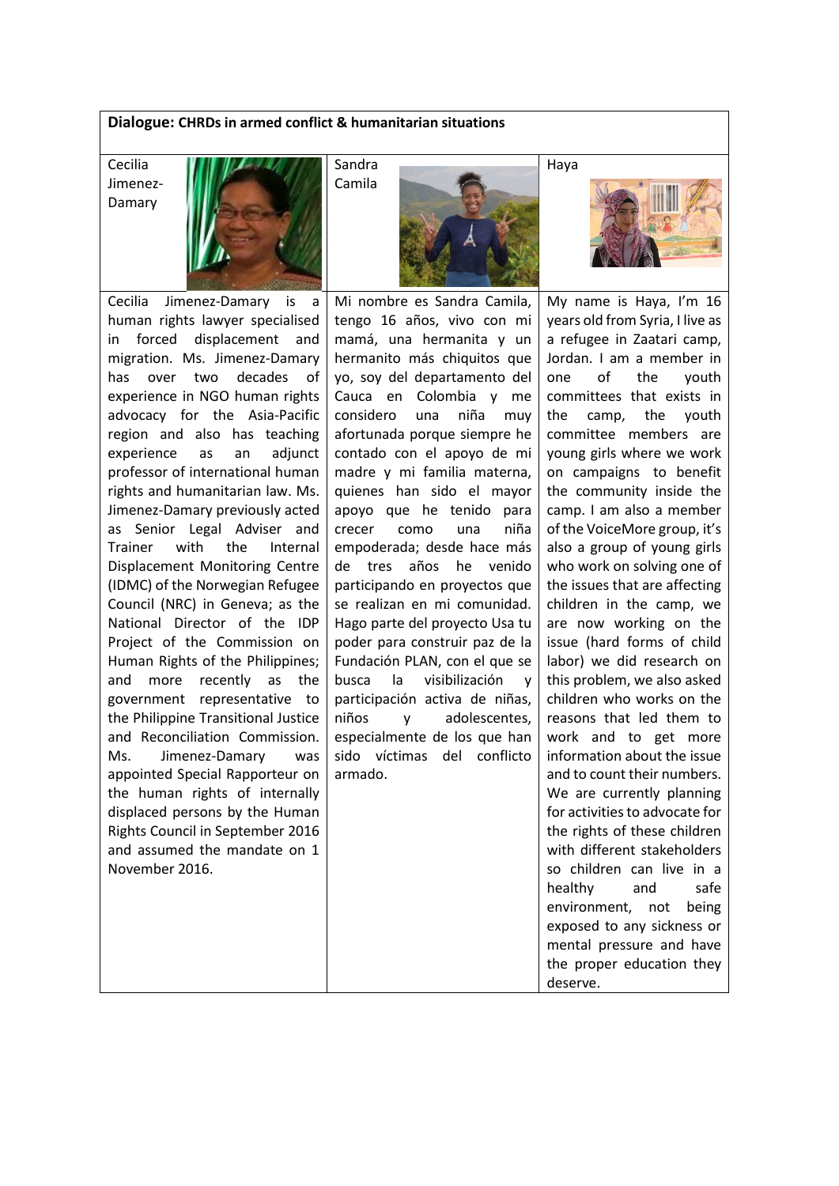| **Dialogue:** CHRDs in armed conflict & humanitarian situations | | |
|---|---|---|
| Cecilia Jimenez-Damary | Sandra Camila | Haya |
| Cecilia Jimenez-Damary is a human rights lawyer specialised in forced displacement and migration. Ms. Jimenez-Damary has over two decades of experience in NGO human rights advocacy for the Asia-Pacific region and also has teaching experience as an adjunct professor of international human rights and humanitarian law. Ms. Jimenez-Damary previously acted as Senior Legal Adviser and Trainer with the Internal Displacement Monitoring Centre (IDMC) of the Norwegian Refugee Council (NRC) in Geneva; as the National Director of the IDP Project of the Commission on Human Rights of the Philippines; and more recently as the government representative to the Philippine Transitional Justice and Reconciliation Commission. Ms. Jimenez-Damary was appointed Special Rapporteur on the human rights of internally displaced persons by the Human Rights Council in September 2016 and assumed the mandate on 1 November 2016. | Mi nombre es Sandra Camila, tengo 16 años, vivo con mi mamá, una hermanita y un hermanito más chiquitos que yo, soy del departamento del Cauca en Colombia y me considero una niña muy afortunada porque siempre he contado con el apoyo de mi madre y mi familia materna, quienes han sido el mayor apoyo que he tenido para crecer como una niña empoderada; desde hace más de tres años he venido participando en proyectos que se realizan en mi comunidad. Hago parte del proyecto Usa tu poder para construir paz de la Fundación PLAN, con el que se busca la visibilización y participación activa de niñas, niños y adolescentes, especialmente de los que han sido víctimas del conflicto armado. | My name is Haya, I'm 16 years old from Syria, I live as a refugee in Zaatari camp, Jordan. I am a member in one of the youth committees that exists in the camp, the youth committee members are young girls where we work on campaigns to benefit the community inside the camp. I am also a member of the VoiceMore group, it's also a group of young girls who work on solving one of the issues that are affecting children in the camp, we are now working on the issue (hard forms of child labor) we did research on this problem, we also asked children who works on the reasons that led them to work and to get more information about the issue and to count their numbers. We are currently planning for activities to advocate for the rights of these children with different stakeholders so children can live in a healthy and safe environment, not being exposed to any sickness or mental pressure and have the proper education they deserve. |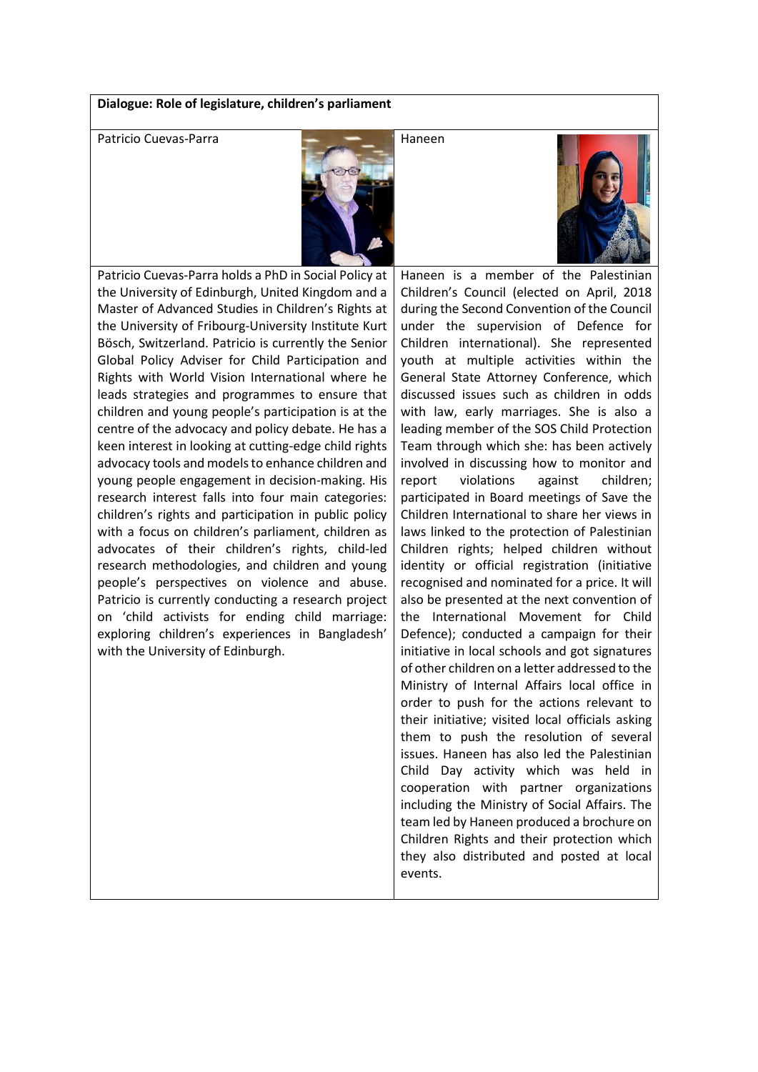**Dialogue: Role of legislature, children's parliament**

| Patricio Cuevas-Parra | Haneen |
| --- | --- |
| Patricio Cuevas-Parra holds a PhD in Social Policy at the University of Edinburgh, United Kingdom and a Master of Advanced Studies in Children's Rights at the University of Fribourg-University Institute Kurt Bösch, Switzerland. Patricio is currently the Senior Global Policy Adviser for Child Participation and Rights with World Vision International where he leads strategies and programmes to ensure that children and young people's participation is at the centre of the advocacy and policy debate. He has a keen interest in looking at cutting-edge child rights advocacy tools and models to enhance children and young people engagement in decision-making. His research interest falls into four main categories: children's rights and participation in public policy with a focus on children's parliament, children as advocates of their children's rights, child-led research methodologies, and children and young people's perspectives on violence and abuse. Patricio is currently conducting a research project on 'child activists for ending child marriage: exploring children's experiences in Bangladesh' with the University of Edinburgh. | Haneen is a member of the Palestinian Children's Council (elected on April, 2018 during the Second Convention of the Council under the supervision of Defence for Children international). She represented youth at multiple activities within the General State Attorney Conference, which discussed issues such as children in odds with law, early marriages. She is also a leading member of the SOS Child Protection Team through which she: has been actively involved in discussing how to monitor and report violations against children; participated in Board meetings of Save the Children International to share her views in laws linked to the protection of Palestinian Children rights; helped children without identity or official registration (initiative recognised and nominated for a price. It will also be presented at the next convention of the International Movement for Child Defence); conducted a campaign for their initiative in local schools and got signatures of other children on a letter addressed to the Ministry of Internal Affairs local office in order to push for the actions relevant to their initiative; visited local officials asking them to push the resolution of several issues. Haneen has also led the Palestinian Child Day activity which was held in cooperation with partner organizations including the Ministry of Social Affairs. The team led by Haneen produced a brochure on Children Rights and their protection which they also distributed and posted at local events. |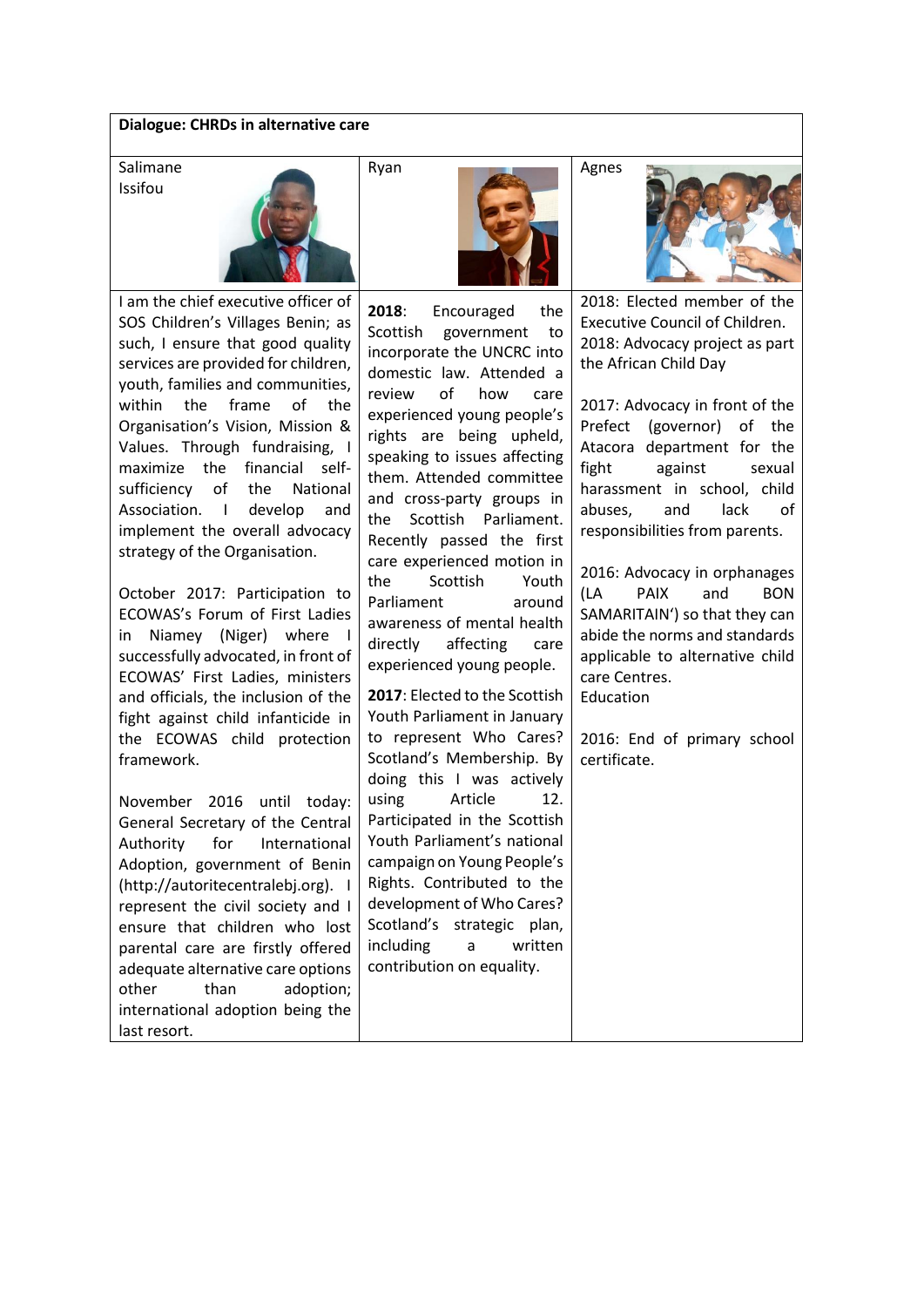| Dialogue: CHRDs in alternative care | | |
| --- | --- | --- |
| Salimane Issifou | Ryan | Agnes |
| I am the chief executive officer of SOS Children's Villages Benin; as such, I ensure that good quality services are provided for children, youth, families and communities, within the frame of the Organisation's Vision, Mission & Values. Through fundraising, I maximize the financial self-sufficiency of the National Association. I develop and implement the overall advocacy strategy of the Organisation.<br><br>October 2017: Participation to ECOWAS's Forum of First Ladies in Niamey (Niger) where I successfully advocated, in front of ECOWAS' First Ladies, ministers and officials, the inclusion of the fight against child infanticide in the ECOWAS child protection framework.<br><br>November 2016 until today: General Secretary of the Central Authority for International Adoption, government of Benin (http://autoritecentralebj.org). I represent the civil society and I ensure that children who lost parental care are firstly offered adequate alternative care options other than adoption; international adoption being the last resort. | **2018**: Encouraged the Scottish government to incorporate the UNCRC into domestic law. Attended a review of how care experienced young people's rights are being upheld, speaking to issues affecting them. Attended committee and cross-party groups in the Scottish Parliament. Recently passed the first care experienced motion in the Scottish Youth Parliament around awareness of mental health directly affecting care experienced young people.<br><br>**2017**: Elected to the Scottish Youth Parliament in January to represent Who Cares? Scotland's Membership. By doing this I was actively using Article 12. Participated in the Scottish Youth Parliament's national campaign on Young People's Rights. Contributed to the development of Who Cares? Scotland's strategic plan, including a written contribution on equality. | 2018: Elected member of the Executive Council of Children.<br>2018: Advocacy project as part the African Child Day<br><br>2017: Advocacy in front of the Prefect (governor) of the Atacora department for the fight against sexual harassment in school, child abuses, and lack of responsibilities from parents.<br><br>2016: Advocacy in orphanages (LA PAIX and BON SAMARITAIN') so that they can abide the norms and standards applicable to alternative child care Centres.<br>Education<br><br>2016: End of primary school certificate. |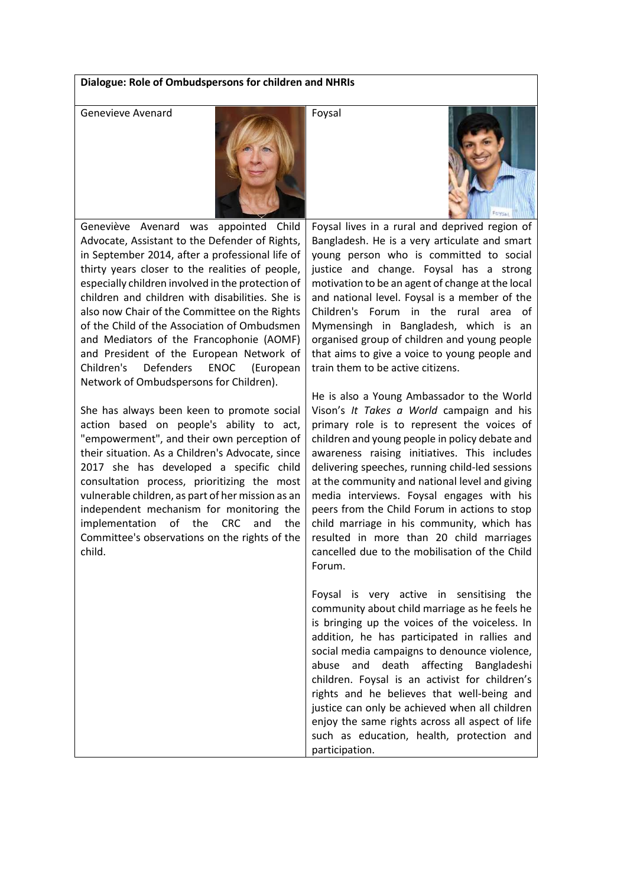**Dialogue: Role of Ombudspersons for children and NHRIs**

Genevieve Avenard

Geneviève Avenard was appointed Child Advocate, Assistant to the Defender of Rights, in September 2014, after a professional life of thirty years closer to the realities of people, especially children involved in the protection of children and children with disabilities. She is also now Chair of the Committee on the Rights of the Child of the Association of Ombudsmen and Mediators of the Francophonie (AOMF) and President of the European Network of Children's Defenders ENOC (European Network of Ombudspersons for Children).

She has always been keen to promote social action based on people's ability to act, "empowerment", and their own perception of their situation. As a Children's Advocate, since 2017 she has developed a specific child consultation process, prioritizing the most vulnerable children, as part of her mission as an independent mechanism for monitoring the implementation of the CRC and the Committee's observations on the rights of the child.

Foysal

Foysal lives in a rural and deprived region of Bangladesh. He is a very articulate and smart young person who is committed to social justice and change. Foysal has a strong motivation to be an agent of change at the local and national level. Foysal is a member of the Children's Forum in the rural area of Mymensingh in Bangladesh, which is an organised group of children and young people that aims to give a voice to young people and train them to be active citizens.

He is also a Young Ambassador to the World Vison's *It Takes a World* campaign and his primary role is to represent the voices of children and young people in policy debate and awareness raising initiatives. This includes delivering speeches, running child-led sessions at the community and national level and giving media interviews. Foysal engages with his peers from the Child Forum in actions to stop child marriage in his community, which has resulted in more than 20 child marriages cancelled due to the mobilisation of the Child Forum.

Foysal is very active in sensitising the community about child marriage as he feels he is bringing up the voices of the voiceless. In addition, he has participated in rallies and social media campaigns to denounce violence, abuse and death affecting Bangladeshi children. Foysal is an activist for children's rights and he believes that well-being and justice can only be achieved when all children enjoy the same rights across all aspect of life such as education, health, protection and participation.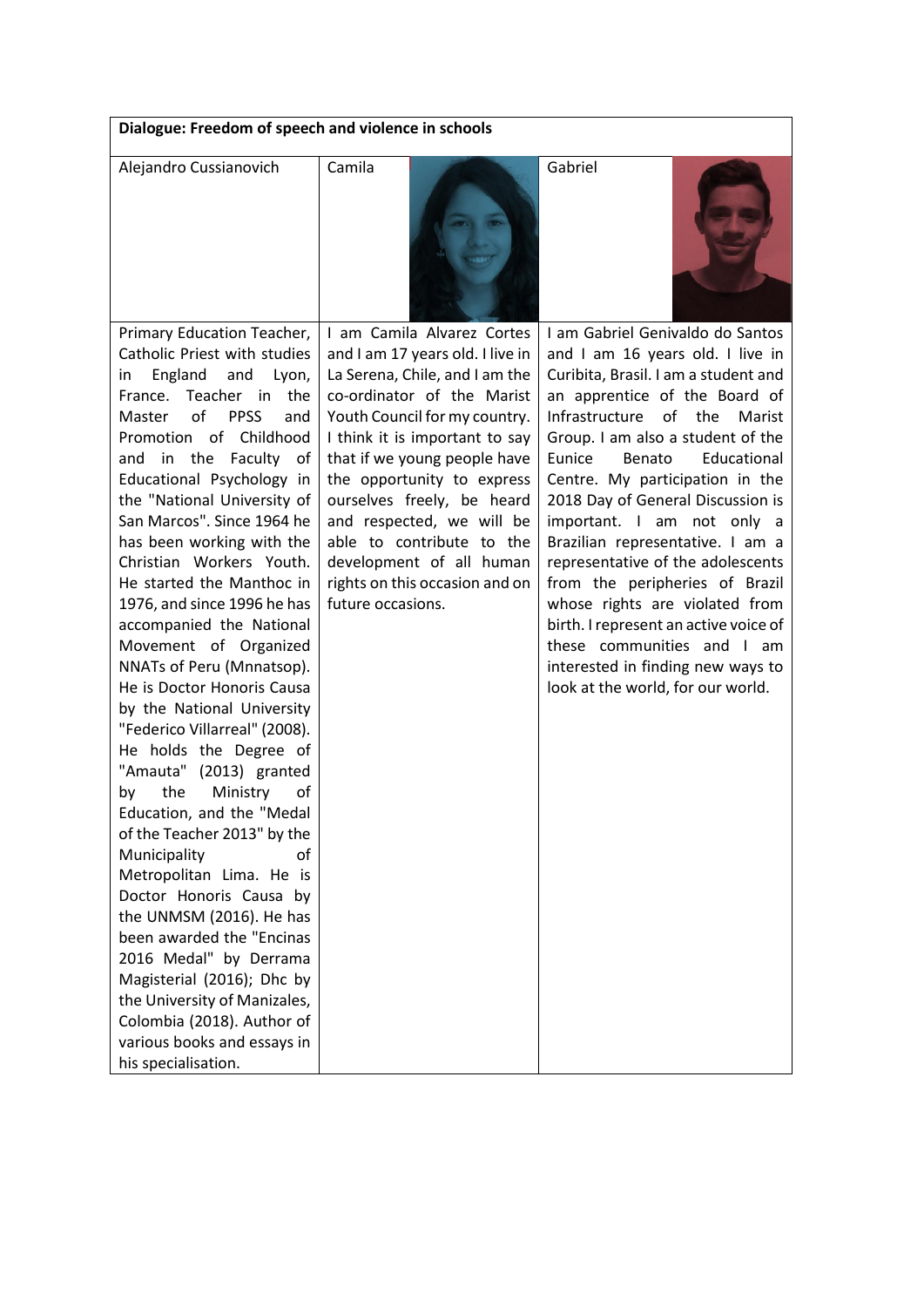| Dialogue: Freedom of speech and violence in schools | | |
|---|---|---|
| Alejandro Cussianovich | Camila | Gabriel |
| Primary Education Teacher, Catholic Priest with studies in England and Lyon, France. Teacher in the Master of PPSS and Promotion of Childhood and in the Faculty of Educational Psychology in the "National University of San Marcos". Since 1964 he has been working with the Christian Workers Youth. He started the Manthoc in 1976, and since 1996 he has accompanied the National Movement of Organized NNATs of Peru (Mnnatsop). He is Doctor Honoris Causa by the National University "Federico Villarreal" (2008). He holds the Degree of "Amauta" (2013) granted by the Ministry of Education, and the "Medal of the Teacher 2013" by the Municipality of Metropolitan Lima. He is Doctor Honoris Causa by the UNMSM (2016). He has been awarded the "Encinas 2016 Medal" by Derrama Magisterial (2016); Dhc by the University of Manizales, Colombia (2018). Author of various books and essays in his specialisation. | I am Camila Alvarez Cortes and I am 17 years old. I live in La Serena, Chile, and I am the co-ordinator of the Marist Youth Council for my country. I think it is important to say that if we young people have the opportunity to express ourselves freely, be heard and respected, we will be able to contribute to the development of all human rights on this occasion and on future occasions. | I am Gabriel Genivaldo do Santos and I am 16 years old. I live in Curibita, Brasil. I am a student and an apprentice of the Board of Infrastructure of the Marist Group. I am also a student of the Eunice Benato Educational Centre. My participation in the 2018 Day of General Discussion is important. I am not only a Brazilian representative. I am a representative of the adolescents from the peripheries of Brazil whose rights are violated from birth. I represent an active voice of these communities and I am interested in finding new ways to look at the world, for our world. |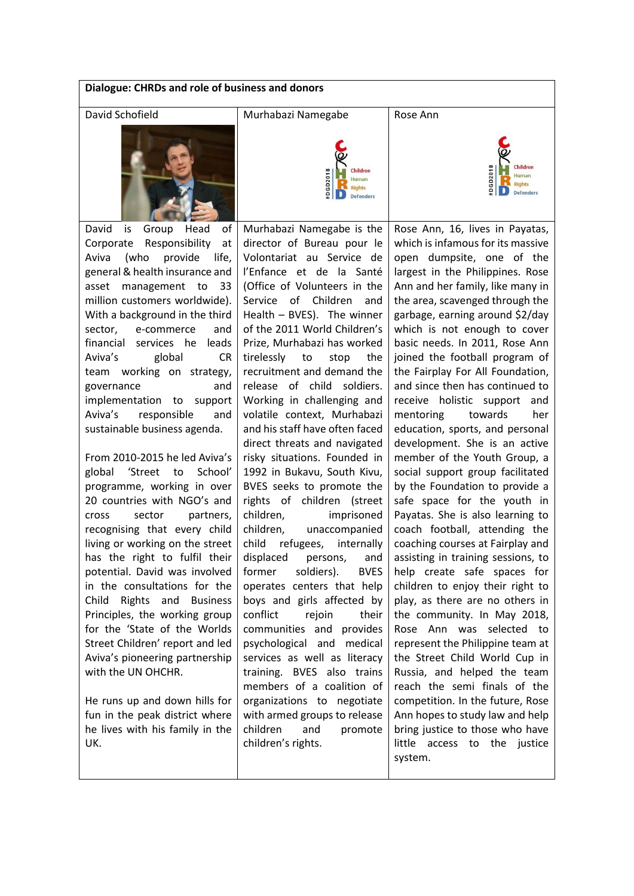| Dialogue: CHRDs and role of business and donors | | |
|---|---|---|
| David Schofield | Murhabazi Namegabe | Rose Ann |
| | #DGD2018 C H R D Children Human Rights Defenders | #DGD2018 C H R D Children Human Rights Defenders |
| David is Group Head of Corporate Responsibility at Aviva (who provide life, general & health insurance and asset management to 33 million customers worldwide). With a background in the third sector, e-commerce and financial services he leads Aviva's global CR team working on strategy, governance and implementation to support Aviva's responsible and sustainable business agenda.<br><br>From 2010-2015 he led Aviva's global 'Street to School' programme, working in over 20 countries with NGO's and cross sector partners, recognising that every child living or working on the street has the right to fulfil their potential. David was involved in the consultations for the Child Rights and Business Principles, the working group for the 'State of the Worlds Street Children' report and led Aviva's pioneering partnership with the UN OHCHR.<br><br>He runs up and down hills for fun in the peak district where he lives with his family in the UK. | Murhabazi Namegabe is the director of Bureau pour le Volontariat au Service de l'Enfance et de la Santé (Office of Volunteers in the Service of Children and Health – BVES). The winner of the 2011 World Children's Prize, Murhabazi has worked tirelessly to stop the recruitment and demand the release of child soldiers. Working in challenging and volatile context, Murhabazi and his staff have often faced direct threats and navigated risky situations. Founded in 1992 in Bukavu, South Kivu, BVES seeks to promote the rights of children (street children, imprisoned children, unaccompanied child refugees, internally displaced persons, and former soldiers). BVES operates centers that help boys and girls affected by conflict rejoin their communities and provides psychological and medical services as well as literacy training. BVES also trains members of a coalition of organizations to negotiate with armed groups to release children and promote children's rights. | Rose Ann, 16, lives in Payatas, which is infamous for its massive open dumpsite, one of the largest in the Philippines. Rose Ann and her family, like many in the area, scavenged through the garbage, earning around $2/day which is not enough to cover basic needs. In 2011, Rose Ann joined the football program of the Fairplay For All Foundation, and since then has continued to receive holistic support and mentoring towards her education, sports, and personal development. She is an active member of the Youth Group, a social support group facilitated by the Foundation to provide a safe space for the youth in Payatas. She is also learning to coach football, attending the coaching courses at Fairplay and assisting in training sessions, to help create safe spaces for children to enjoy their right to play, as there are no others in the community. In May 2018, Rose Ann was selected to represent the Philippine team at the Street Child World Cup in Russia, and helped the team reach the semi finals of the competition. In the future, Rose Ann hopes to study law and help bring justice to those who have little access to the justice system. |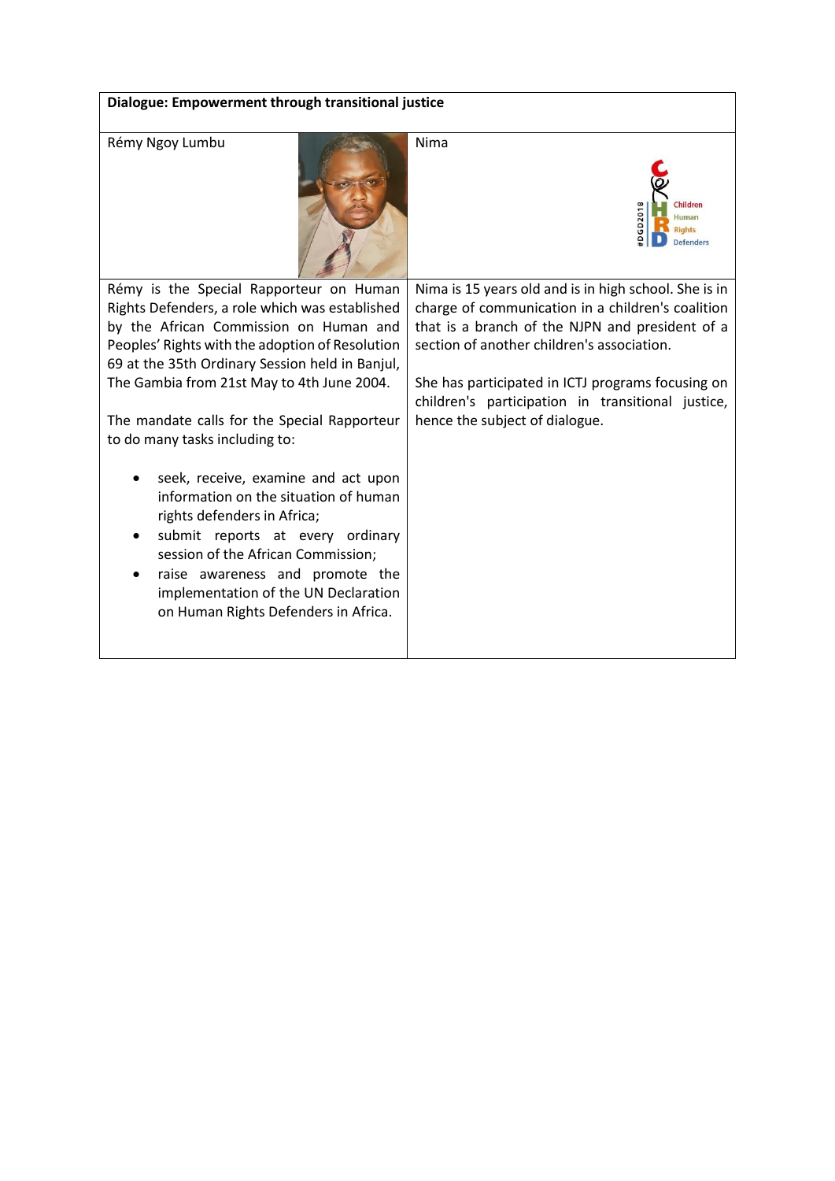| Dialogue: Empowerment through transitional justice | |
|---|---|
| Rémy Ngoy Lumbu | Nima |
| Rémy is the Special Rapporteur on Human Rights Defenders, a role which was established by the African Commission on Human and Peoples' Rights with the adoption of Resolution 69 at the 35th Ordinary Session held in Banjul, The Gambia from 21st May to 4th June 2004.<br><br>The mandate calls for the Special Rapporteur to do many tasks including to:<br><br>• seek, receive, examine and act upon information on the situation of human rights defenders in Africa;<br>• submit reports at every ordinary session of the African Commission;<br>• raise awareness and promote the implementation of the UN Declaration on Human Rights Defenders in Africa. | Nima is 15 years old and is in high school. She is in charge of communication in a children's coalition that is a branch of the NJPN and president of a section of another children's association.<br><br>She has participated in ICTJ programs focusing on children's participation in transitional justice, hence the subject of dialogue. |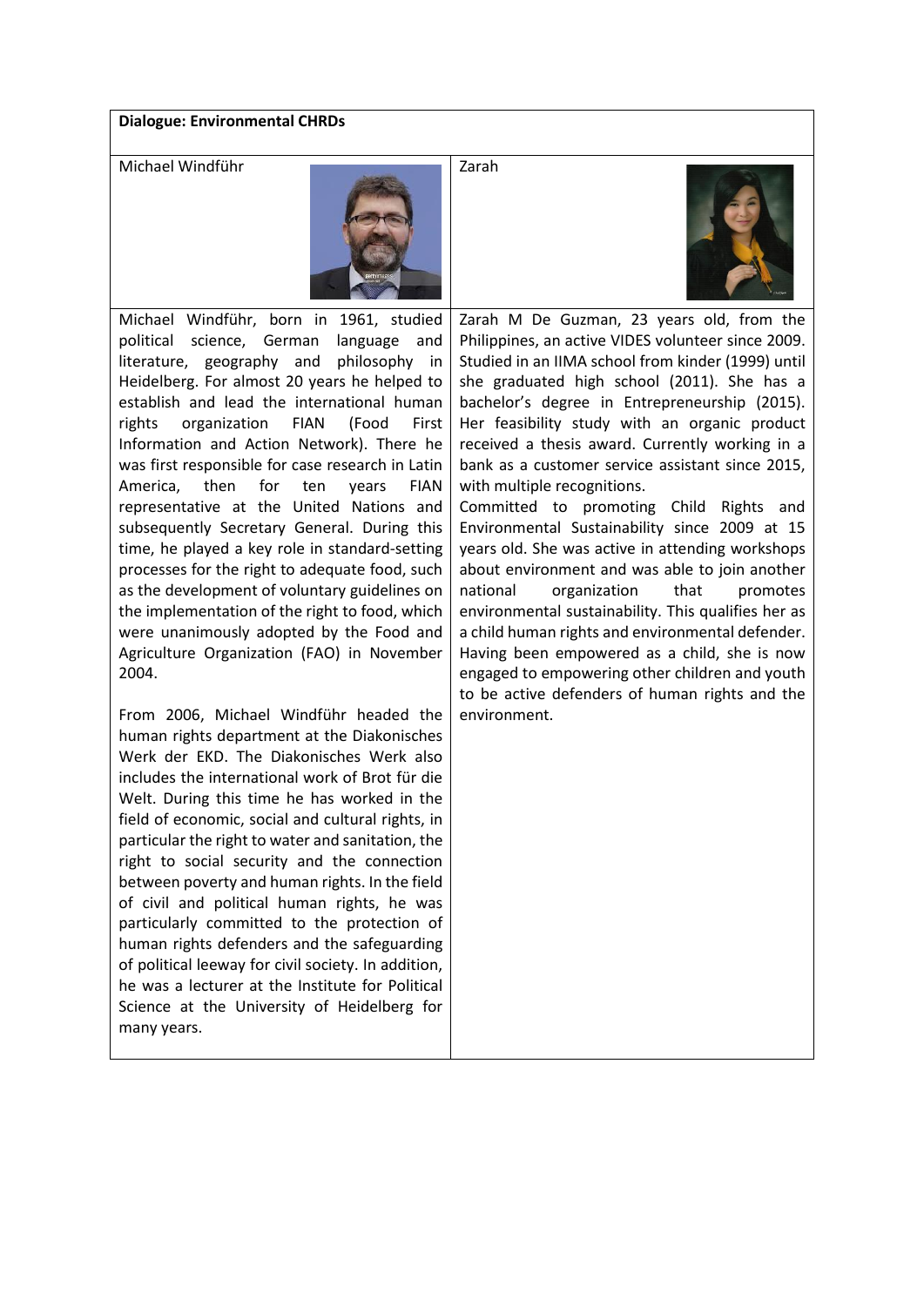| Dialogue: Environmental CHRDs | |
| --- | --- |
| Michael Windführ | Zarah |
| Michael Windführ, born in 1961, studied political science, German language and literature, geography and philosophy in Heidelberg. For almost 20 years he helped to establish and lead the international human rights organization FIAN (Food First Information and Action Network). There he was first responsible for case research in Latin America, then for ten years FIAN representative at the United Nations and subsequently Secretary General. During this time, he played a key role in standard-setting processes for the right to adequate food, such as the development of voluntary guidelines on the implementation of the right to food, which were unanimously adopted by the Food and Agriculture Organization (FAO) in November 2004.<br><br>From 2006, Michael Windführ headed the human rights department at the Diakonisches Werk der EKD. The Diakonisches Werk also includes the international work of Brot für die Welt. During this time he has worked in the field of economic, social and cultural rights, in particular the right to water and sanitation, the right to social security and the connection between poverty and human rights. In the field of civil and political human rights, he was particularly committed to the protection of human rights defenders and the safeguarding of political leeway for civil society. In addition, he was a lecturer at the Institute for Political Science at the University of Heidelberg for many years. | Zarah M De Guzman, 23 years old, from the Philippines, an active VIDES volunteer since 2009. Studied in an IIMA school from kinder (1999) until she graduated high school (2011). She has a bachelor's degree in Entrepreneurship (2015). Her feasibility study with an organic product received a thesis award. Currently working in a bank as a customer service assistant since 2015, with multiple recognitions.<br>Committed to promoting Child Rights and Environmental Sustainability since 2009 at 15 years old. She was active in attending workshops about environment and was able to join another national organization that promotes environmental sustainability. This qualifies her as a child human rights and environmental defender. Having been empowered as a child, she is now engaged to empowering other children and youth to be active defenders of human rights and the environment. |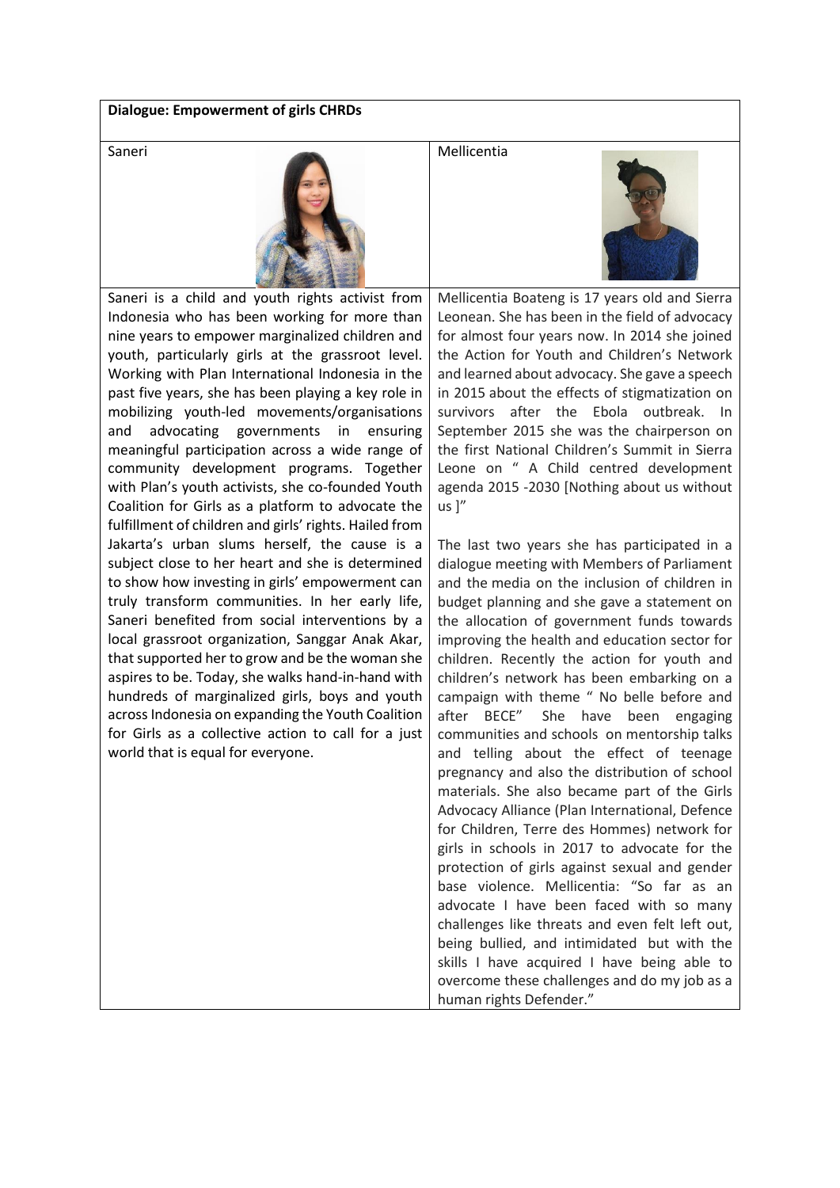| Dialogue: Empowerment of girls CHRDs | |
|---|---|
| Saneri | Mellicentia |
| Saneri is a child and youth rights activist from Indonesia who has been working for more than nine years to empower marginalized children and youth, particularly girls at the grassroot level. Working with Plan International Indonesia in the past five years, she has been playing a key role in mobilizing youth-led movements/organisations and advocating governments in ensuring meaningful participation across a wide range of community development programs. Together with Plan's youth activists, she co-founded Youth Coalition for Girls as a platform to advocate the fulfillment of children and girls' rights. Hailed from Jakarta's urban slums herself, the cause is a subject close to her heart and she is determined to show how investing in girls' empowerment can truly transform communities. In her early life, Saneri benefited from social interventions by a local grassroot organization, Sanggar Anak Akar, that supported her to grow and be the woman she aspires to be. Today, she walks hand-in-hand with hundreds of marginalized girls, boys and youth across Indonesia on expanding the Youth Coalition for Girls as a collective action to call for a just world that is equal for everyone. | Mellicentia Boateng is 17 years old and Sierra Leonean. She has been in the field of advocacy for almost four years now. In 2014 she joined the Action for Youth and Children's Network and learned about advocacy. She gave a speech in 2015 about the effects of stigmatization on survivors after the Ebola outbreak. In September 2015 she was the chairperson on the first National Children's Summit in Sierra Leone on " A Child centred development agenda 2015 -2030 [Nothing about us without us ]"<br><br>The last two years she has participated in a dialogue meeting with Members of Parliament and the media on the inclusion of children in budget planning and she gave a statement on the allocation of government funds towards improving the health and education sector for children. Recently the action for youth and children's network has been embarking on a campaign with theme " No belle before and after BECE" She have been engaging communities and schools on mentorship talks and telling about the effect of teenage pregnancy and also the distribution of school materials. She also became part of the Girls Advocacy Alliance (Plan International, Defence for Children, Terre des Hommes) network for girls in schools in 2017 to advocate for the protection of girls against sexual and gender base violence. Mellicentia: "So far as an advocate I have been faced with so many challenges like threats and even felt left out, being bullied, and intimidated but with the skills I have acquired I have being able to overcome these challenges and do my job as a human rights Defender." |